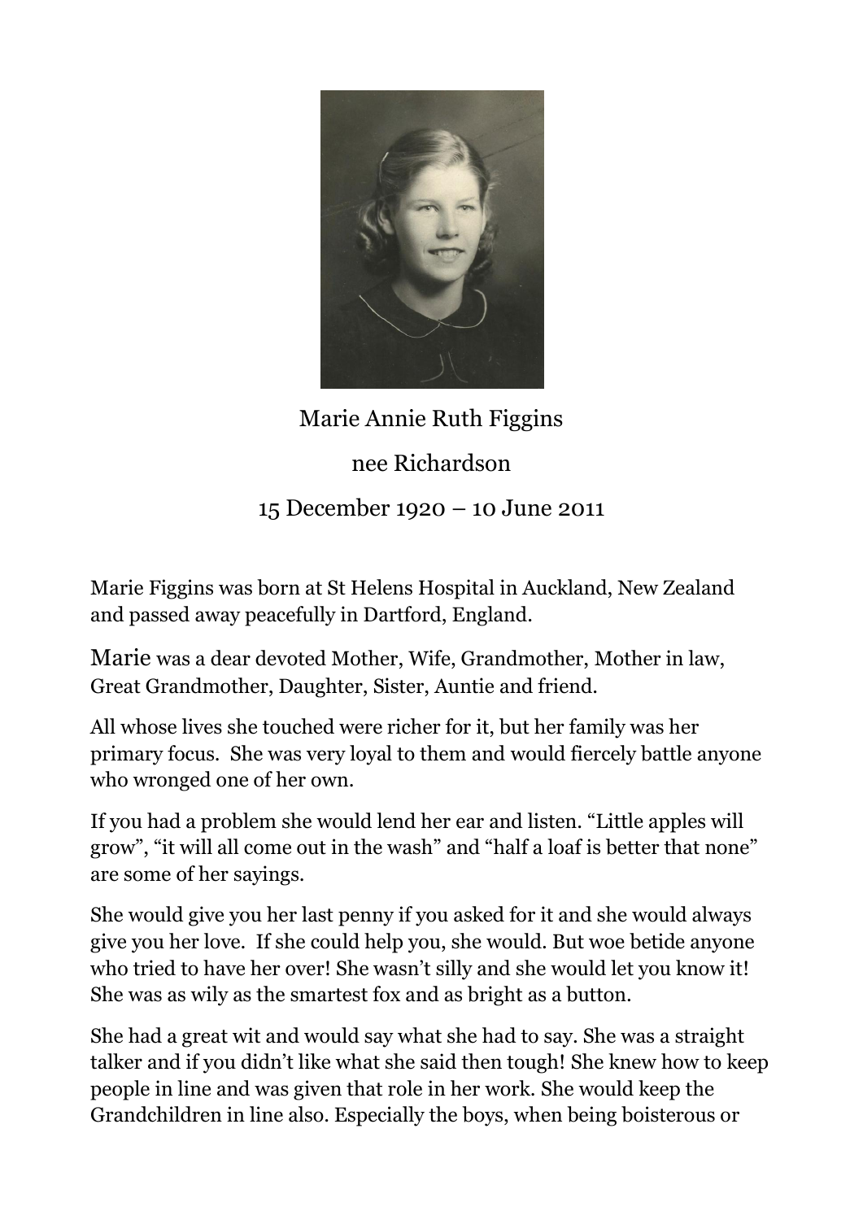Marie Annie Ruth Figgins

nee Richardson

15 December 1920 – 10 June 2011

Marie Figgins was born at St Helens Hospital in Auckland, New Zealand and passed away peacefully in Dartford, England.

Marie was a dear devoted Mother, Wife, Grandmother, Mother in law, Great Grandmother, Daughter, Sister, Auntie and friend.

All whose lives she touched were richer for it, but her family was her primary focus. She was very loyal to them and would fiercely battle anyone who wronged one of her own.

If you had a problem she would lend her ear and listen. "Little apples will grow", "it will all come out in the wash" and "half a loaf is better that none" are some of her sayings.

She would give you her last penny if you asked for it and she would always give you her love. If she could help you, she would. But woe betide anyone who tried to have her over! She wasn't silly and she would let you know it! She was as wily as the smartest fox and as bright as a button.

She had a great wit and would say what she had to say. She was a straight talker and if you didn't like what she said then tough! She knew how to keep people in line and was given that role in her work. She would keep the Grandchildren in line also. Especially the boys, when being boisterous or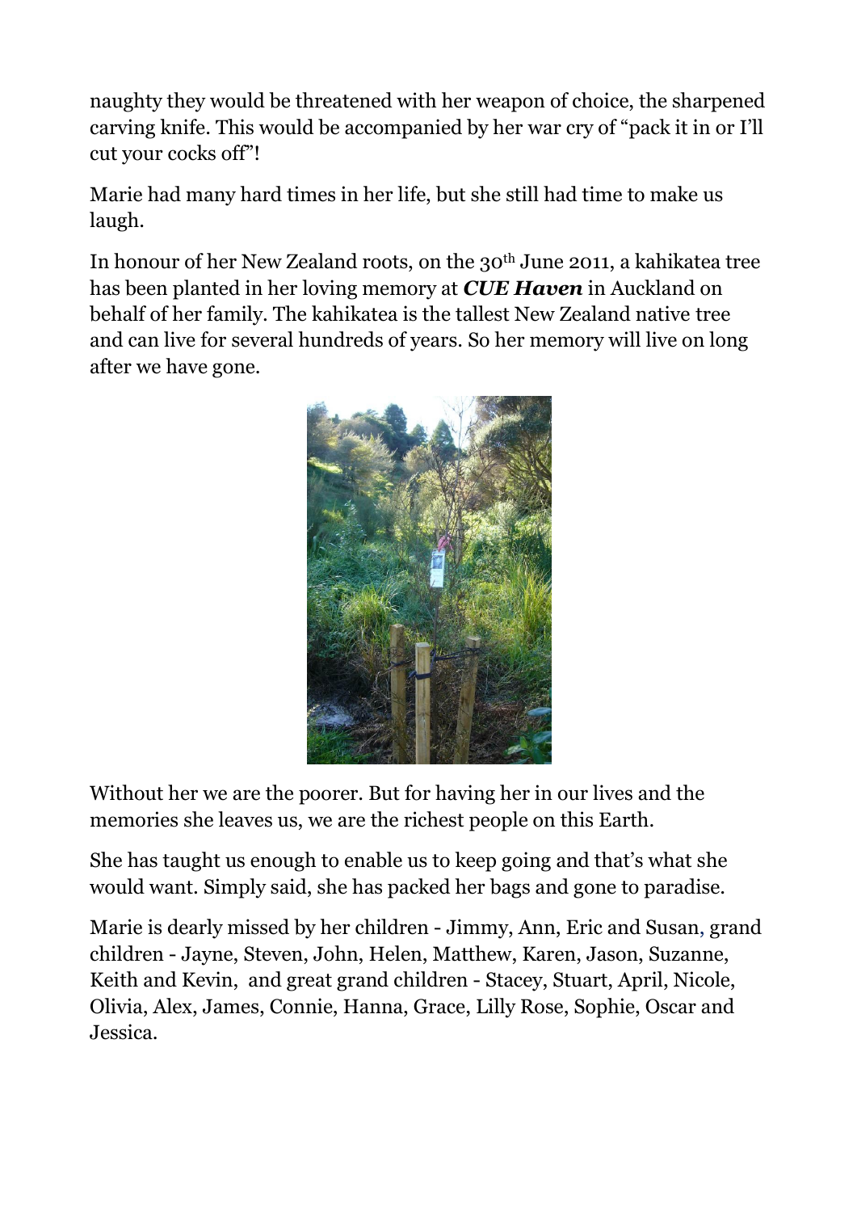naughty they would be threatened with her weapon of choice, the sharpened carving knife. This would be accompanied by her war cry of "pack it in or I'll cut your cocks off"!

Marie had many hard times in her life, but she still had time to make us laugh.

In honour of her New Zealand roots, on the 30th June 2011, a kahikatea tree has been planted in her loving memory at ***CUE Haven*** in Auckland on behalf of her family. The kahikatea is the tallest New Zealand native tree and can live for several hundreds of years. So her memory will live on long after we have gone.

Without her we are the poorer. But for having her in our lives and the memories she leaves us, we are the richest people on this Earth.

She has taught us enough to enable us to keep going and that's what she would want. Simply said, she has packed her bags and gone to paradise.

Marie is dearly missed by her children - Jimmy, Ann, Eric and Susan, grand children - Jayne, Steven, John, Helen, Matthew, Karen, Jason, Suzanne, Keith and Kevin, and great grand children - Stacey, Stuart, April, Nicole, Olivia, Alex, James, Connie, Hanna, Grace, Lilly Rose, Sophie, Oscar and Jessica.